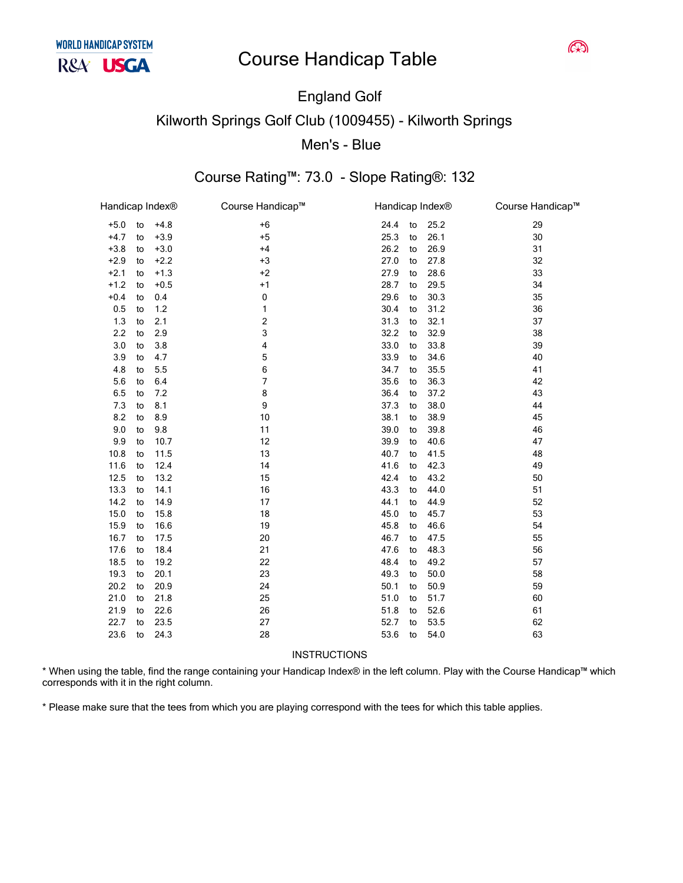WORLD HANDICAP SYSTEM

R&A USGA

# Course Handicap Table

## England Golf

## Kilworth Springs Golf Club (1009455) - Kilworth Springs

## Men's - Blue

### Course Rating™: 73.0 - Slope Rating®: 132

| Handicap Index® | | | Course Handicap™ | Handicap Index® | | | Course Handicap™ |
|---|---|---|---|---|---|---|---|
| +5.0 | to | +4.8 | +6 | 24.4 | to | 25.2 | 29 |
| +4.7 | to | +3.9 | +5 | 25.3 | to | 26.1 | 30 |
| +3.8 | to | +3.0 | +4 | 26.2 | to | 26.9 | 31 |
| +2.9 | to | +2.2 | +3 | 27.0 | to | 27.8 | 32 |
| +2.1 | to | +1.3 | +2 | 27.9 | to | 28.6 | 33 |
| +1.2 | to | +0.5 | +1 | 28.7 | to | 29.5 | 34 |
| +0.4 | to | 0.4 | 0 | 29.6 | to | 30.3 | 35 |
| 0.5 | to | 1.2 | 1 | 30.4 | to | 31.2 | 36 |
| 1.3 | to | 2.1 | 2 | 31.3 | to | 32.1 | 37 |
| 2.2 | to | 2.9 | 3 | 32.2 | to | 32.9 | 38 |
| 3.0 | to | 3.8 | 4 | 33.0 | to | 33.8 | 39 |
| 3.9 | to | 4.7 | 5 | 33.9 | to | 34.6 | 40 |
| 4.8 | to | 5.5 | 6 | 34.7 | to | 35.5 | 41 |
| 5.6 | to | 6.4 | 7 | 35.6 | to | 36.3 | 42 |
| 6.5 | to | 7.2 | 8 | 36.4 | to | 37.2 | 43 |
| 7.3 | to | 8.1 | 9 | 37.3 | to | 38.0 | 44 |
| 8.2 | to | 8.9 | 10 | 38.1 | to | 38.9 | 45 |
| 9.0 | to | 9.8 | 11 | 39.0 | to | 39.8 | 46 |
| 9.9 | to | 10.7 | 12 | 39.9 | to | 40.6 | 47 |
| 10.8 | to | 11.5 | 13 | 40.7 | to | 41.5 | 48 |
| 11.6 | to | 12.4 | 14 | 41.6 | to | 42.3 | 49 |
| 12.5 | to | 13.2 | 15 | 42.4 | to | 43.2 | 50 |
| 13.3 | to | 14.1 | 16 | 43.3 | to | 44.0 | 51 |
| 14.2 | to | 14.9 | 17 | 44.1 | to | 44.9 | 52 |
| 15.0 | to | 15.8 | 18 | 45.0 | to | 45.7 | 53 |
| 15.9 | to | 16.6 | 19 | 45.8 | to | 46.6 | 54 |
| 16.7 | to | 17.5 | 20 | 46.7 | to | 47.5 | 55 |
| 17.6 | to | 18.4 | 21 | 47.6 | to | 48.3 | 56 |
| 18.5 | to | 19.2 | 22 | 48.4 | to | 49.2 | 57 |
| 19.3 | to | 20.1 | 23 | 49.3 | to | 50.0 | 58 |
| 20.2 | to | 20.9 | 24 | 50.1 | to | 50.9 | 59 |
| 21.0 | to | 21.8 | 25 | 51.0 | to | 51.7 | 60 |
| 21.9 | to | 22.6 | 26 | 51.8 | to | 52.6 | 61 |
| 22.7 | to | 23.5 | 27 | 52.7 | to | 53.5 | 62 |
| 23.6 | to | 24.3 | 28 | 53.6 | to | 54.0 | 63 |

INSTRUCTIONS

* When using the table, find the range containing your Handicap Index® in the left column. Play with the Course Handicap™ which corresponds with it in the right column.

* Please make sure that the tees from which you are playing correspond with the tees for which this table applies.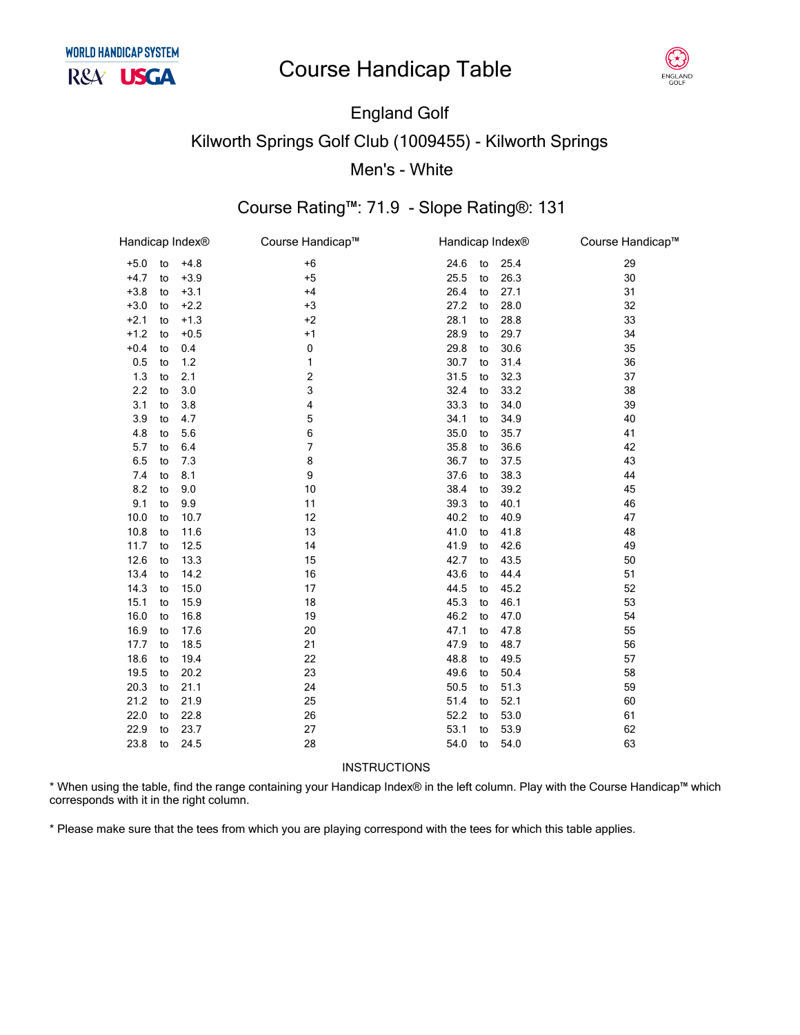WORLD HANDICAP SYSTEM

R&A USGA

# Course Handicap Table

ENGLAND GOLF

## England Golf

## Kilworth Springs Golf Club (1009455) - Kilworth Springs

## Men's - White

### Course Rating™: 71.9 - Slope Rating®: 131

| Handicap Index® | | | Course Handicap™ | Handicap Index® | | | Course Handicap™ |
|---|---|---|---|---|---|---|---|
| +5.0 | to | +4.8 | +6 | 24.6 | to | 25.4 | 29 |
| +4.7 | to | +3.9 | +5 | 25.5 | to | 26.3 | 30 |
| +3.8 | to | +3.1 | +4 | 26.4 | to | 27.1 | 31 |
| +3.0 | to | +2.2 | +3 | 27.2 | to | 28.0 | 32 |
| +2.1 | to | +1.3 | +2 | 28.1 | to | 28.8 | 33 |
| +1.2 | to | +0.5 | +1 | 28.9 | to | 29.7 | 34 |
| +0.4 | to | 0.4 | 0 | 29.8 | to | 30.6 | 35 |
| 0.5 | to | 1.2 | 1 | 30.7 | to | 31.4 | 36 |
| 1.3 | to | 2.1 | 2 | 31.5 | to | 32.3 | 37 |
| 2.2 | to | 3.0 | 3 | 32.4 | to | 33.2 | 38 |
| 3.1 | to | 3.8 | 4 | 33.3 | to | 34.0 | 39 |
| 3.9 | to | 4.7 | 5 | 34.1 | to | 34.9 | 40 |
| 4.8 | to | 5.6 | 6 | 35.0 | to | 35.7 | 41 |
| 5.7 | to | 6.4 | 7 | 35.8 | to | 36.6 | 42 |
| 6.5 | to | 7.3 | 8 | 36.7 | to | 37.5 | 43 |
| 7.4 | to | 8.1 | 9 | 37.6 | to | 38.3 | 44 |
| 8.2 | to | 9.0 | 10 | 38.4 | to | 39.2 | 45 |
| 9.1 | to | 9.9 | 11 | 39.3 | to | 40.1 | 46 |
| 10.0 | to | 10.7 | 12 | 40.2 | to | 40.9 | 47 |
| 10.8 | to | 11.6 | 13 | 41.0 | to | 41.8 | 48 |
| 11.7 | to | 12.5 | 14 | 41.9 | to | 42.6 | 49 |
| 12.6 | to | 13.3 | 15 | 42.7 | to | 43.5 | 50 |
| 13.4 | to | 14.2 | 16 | 43.6 | to | 44.4 | 51 |
| 14.3 | to | 15.0 | 17 | 44.5 | to | 45.2 | 52 |
| 15.1 | to | 15.9 | 18 | 45.3 | to | 46.1 | 53 |
| 16.0 | to | 16.8 | 19 | 46.2 | to | 47.0 | 54 |
| 16.9 | to | 17.6 | 20 | 47.1 | to | 47.8 | 55 |
| 17.7 | to | 18.5 | 21 | 47.9 | to | 48.7 | 56 |
| 18.6 | to | 19.4 | 22 | 48.8 | to | 49.5 | 57 |
| 19.5 | to | 20.2 | 23 | 49.6 | to | 50.4 | 58 |
| 20.3 | to | 21.1 | 24 | 50.5 | to | 51.3 | 59 |
| 21.2 | to | 21.9 | 25 | 51.4 | to | 52.1 | 60 |
| 22.0 | to | 22.8 | 26 | 52.2 | to | 53.0 | 61 |
| 22.9 | to | 23.7 | 27 | 53.1 | to | 53.9 | 62 |
| 23.8 | to | 24.5 | 28 | 54.0 | to | 54.0 | 63 |

INSTRUCTIONS

* When using the table, find the range containing your Handicap Index® in the left column. Play with the Course Handicap™ which corresponds with it in the right column.

* Please make sure that the tees from which you are playing correspond with the tees for which this table applies.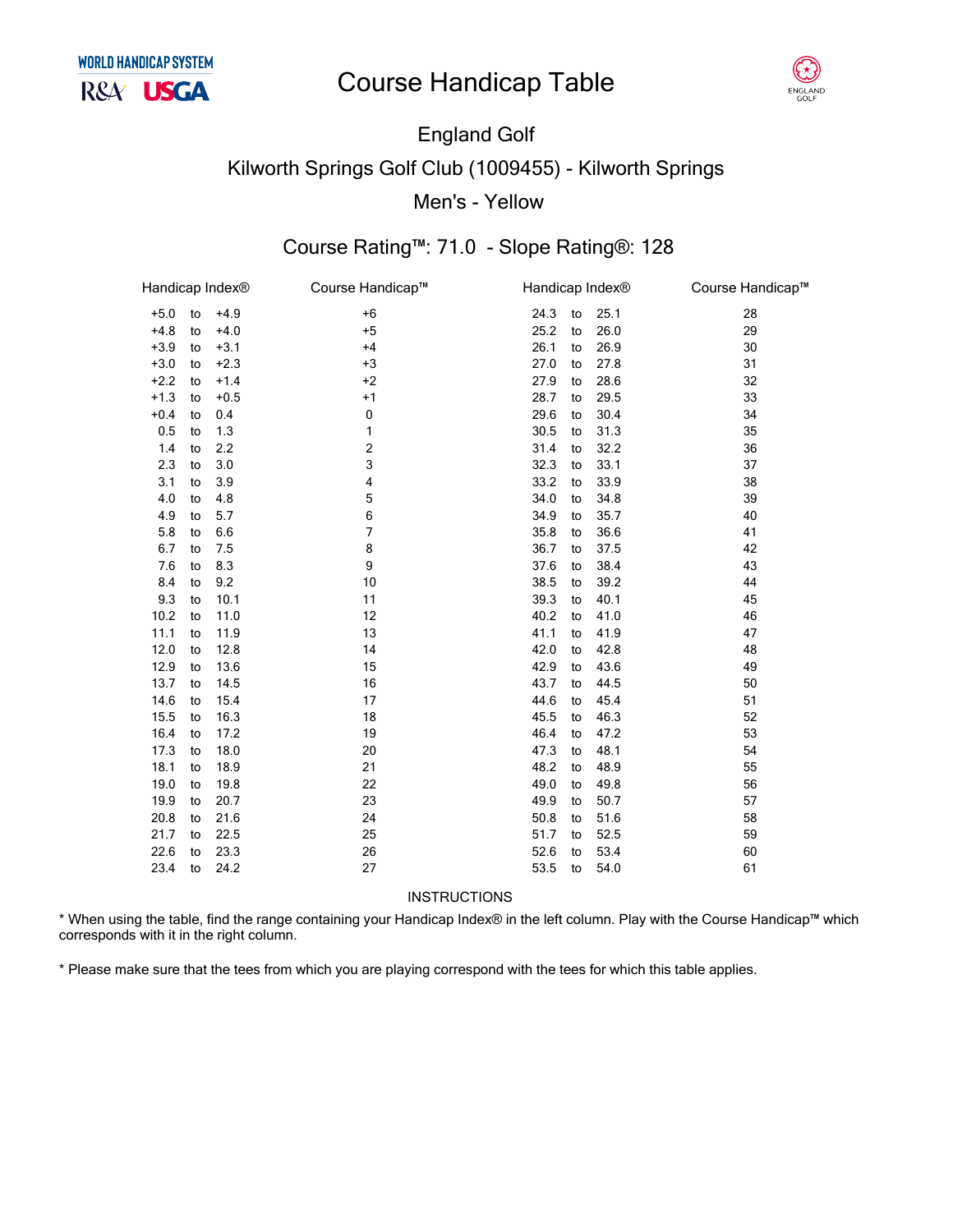# Course Handicap Table

## England Golf

## Kilworth Springs Golf Club (1009455) - Kilworth Springs

## Men's - Yellow

### Course Rating™: 71.0 - Slope Rating®: 128

| Handicap Index® | Course Handicap™ | Handicap Index® | Course Handicap™ |
|---|---|---|---|
| +5.0 to +4.9 | +6 | 24.3 to 25.1 | 28 |
| +4.8 to +4.0 | +5 | 25.2 to 26.0 | 29 |
| +3.9 to +3.1 | +4 | 26.1 to 26.9 | 30 |
| +3.0 to +2.3 | +3 | 27.0 to 27.8 | 31 |
| +2.2 to +1.4 | +2 | 27.9 to 28.6 | 32 |
| +1.3 to +0.5 | +1 | 28.7 to 29.5 | 33 |
| +0.4 to 0.4 | 0 | 29.6 to 30.4 | 34 |
| 0.5 to 1.3 | 1 | 30.5 to 31.3 | 35 |
| 1.4 to 2.2 | 2 | 31.4 to 32.2 | 36 |
| 2.3 to 3.0 | 3 | 32.3 to 33.1 | 37 |
| 3.1 to 3.9 | 4 | 33.2 to 33.9 | 38 |
| 4.0 to 4.8 | 5 | 34.0 to 34.8 | 39 |
| 4.9 to 5.7 | 6 | 34.9 to 35.7 | 40 |
| 5.8 to 6.6 | 7 | 35.8 to 36.6 | 41 |
| 6.7 to 7.5 | 8 | 36.7 to 37.5 | 42 |
| 7.6 to 8.3 | 9 | 37.6 to 38.4 | 43 |
| 8.4 to 9.2 | 10 | 38.5 to 39.2 | 44 |
| 9.3 to 10.1 | 11 | 39.3 to 40.1 | 45 |
| 10.2 to 11.0 | 12 | 40.2 to 41.0 | 46 |
| 11.1 to 11.9 | 13 | 41.1 to 41.9 | 47 |
| 12.0 to 12.8 | 14 | 42.0 to 42.8 | 48 |
| 12.9 to 13.6 | 15 | 42.9 to 43.6 | 49 |
| 13.7 to 14.5 | 16 | 43.7 to 44.5 | 50 |
| 14.6 to 15.4 | 17 | 44.6 to 45.4 | 51 |
| 15.5 to 16.3 | 18 | 45.5 to 46.3 | 52 |
| 16.4 to 17.2 | 19 | 46.4 to 47.2 | 53 |
| 17.3 to 18.0 | 20 | 47.3 to 48.1 | 54 |
| 18.1 to 18.9 | 21 | 48.2 to 48.9 | 55 |
| 19.0 to 19.8 | 22 | 49.0 to 49.8 | 56 |
| 19.9 to 20.7 | 23 | 49.9 to 50.7 | 57 |
| 20.8 to 21.6 | 24 | 50.8 to 51.6 | 58 |
| 21.7 to 22.5 | 25 | 51.7 to 52.5 | 59 |
| 22.6 to 23.3 | 26 | 52.6 to 53.4 | 60 |
| 23.4 to 24.2 | 27 | 53.5 to 54.0 | 61 |

INSTRUCTIONS

* When using the table, find the range containing your Handicap Index® in the left column. Play with the Course Handicap™ which corresponds with it in the right column.

* Please make sure that the tees from which you are playing correspond with the tees for which this table applies.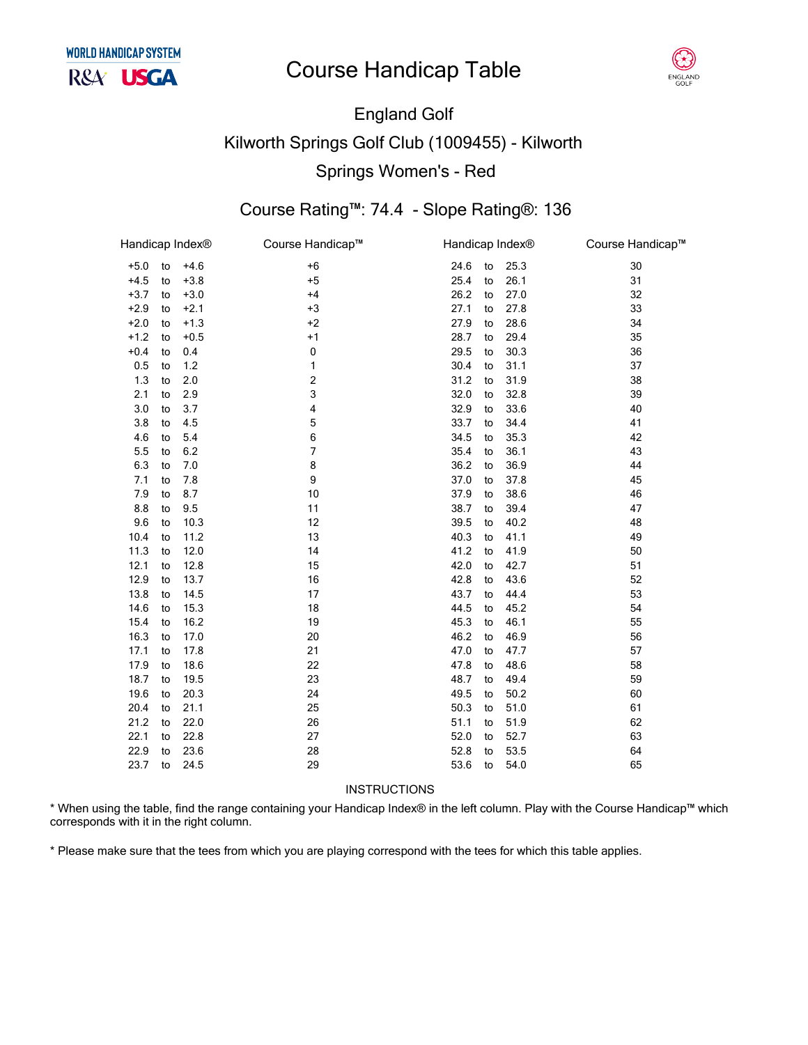WORLD HANDICAP SYSTEM
R&A USGA

# Course Handicap Table

ENGLAND GOLF

## England Golf

## Kilworth Springs Golf Club (1009455) - Kilworth Springs Women's - Red

### Course Rating™: 74.4 - Slope Rating®: 136

| Handicap Index® | Course Handicap™ | Handicap Index® | Course Handicap™ |
|---|---|---|---|
| +5.0 to +4.6 | +6 | 24.6 to 25.3 | 30 |
| +4.5 to +3.8 | +5 | 25.4 to 26.1 | 31 |
| +3.7 to +3.0 | +4 | 26.2 to 27.0 | 32 |
| +2.9 to +2.1 | +3 | 27.1 to 27.8 | 33 |
| +2.0 to +1.3 | +2 | 27.9 to 28.6 | 34 |
| +1.2 to +0.5 | +1 | 28.7 to 29.4 | 35 |
| +0.4 to 0.4 | 0 | 29.5 to 30.3 | 36 |
| 0.5 to 1.2 | 1 | 30.4 to 31.1 | 37 |
| 1.3 to 2.0 | 2 | 31.2 to 31.9 | 38 |
| 2.1 to 2.9 | 3 | 32.0 to 32.8 | 39 |
| 3.0 to 3.7 | 4 | 32.9 to 33.6 | 40 |
| 3.8 to 4.5 | 5 | 33.7 to 34.4 | 41 |
| 4.6 to 5.4 | 6 | 34.5 to 35.3 | 42 |
| 5.5 to 6.2 | 7 | 35.4 to 36.1 | 43 |
| 6.3 to 7.0 | 8 | 36.2 to 36.9 | 44 |
| 7.1 to 7.8 | 9 | 37.0 to 37.8 | 45 |
| 7.9 to 8.7 | 10 | 37.9 to 38.6 | 46 |
| 8.8 to 9.5 | 11 | 38.7 to 39.4 | 47 |
| 9.6 to 10.3 | 12 | 39.5 to 40.2 | 48 |
| 10.4 to 11.2 | 13 | 40.3 to 41.1 | 49 |
| 11.3 to 12.0 | 14 | 41.2 to 41.9 | 50 |
| 12.1 to 12.8 | 15 | 42.0 to 42.7 | 51 |
| 12.9 to 13.7 | 16 | 42.8 to 43.6 | 52 |
| 13.8 to 14.5 | 17 | 43.7 to 44.4 | 53 |
| 14.6 to 15.3 | 18 | 44.5 to 45.2 | 54 |
| 15.4 to 16.2 | 19 | 45.3 to 46.1 | 55 |
| 16.3 to 17.0 | 20 | 46.2 to 46.9 | 56 |
| 17.1 to 17.8 | 21 | 47.0 to 47.7 | 57 |
| 17.9 to 18.6 | 22 | 47.8 to 48.6 | 58 |
| 18.7 to 19.5 | 23 | 48.7 to 49.4 | 59 |
| 19.6 to 20.3 | 24 | 49.5 to 50.2 | 60 |
| 20.4 to 21.1 | 25 | 50.3 to 51.0 | 61 |
| 21.2 to 22.0 | 26 | 51.1 to 51.9 | 62 |
| 22.1 to 22.8 | 27 | 52.0 to 52.7 | 63 |
| 22.9 to 23.6 | 28 | 52.8 to 53.5 | 64 |
| 23.7 to 24.5 | 29 | 53.6 to 54.0 | 65 |

INSTRUCTIONS

* When using the table, find the range containing your Handicap Index® in the left column. Play with the Course Handicap™ which corresponds with it in the right column.

* Please make sure that the tees from which you are playing correspond with the tees for which this table applies.